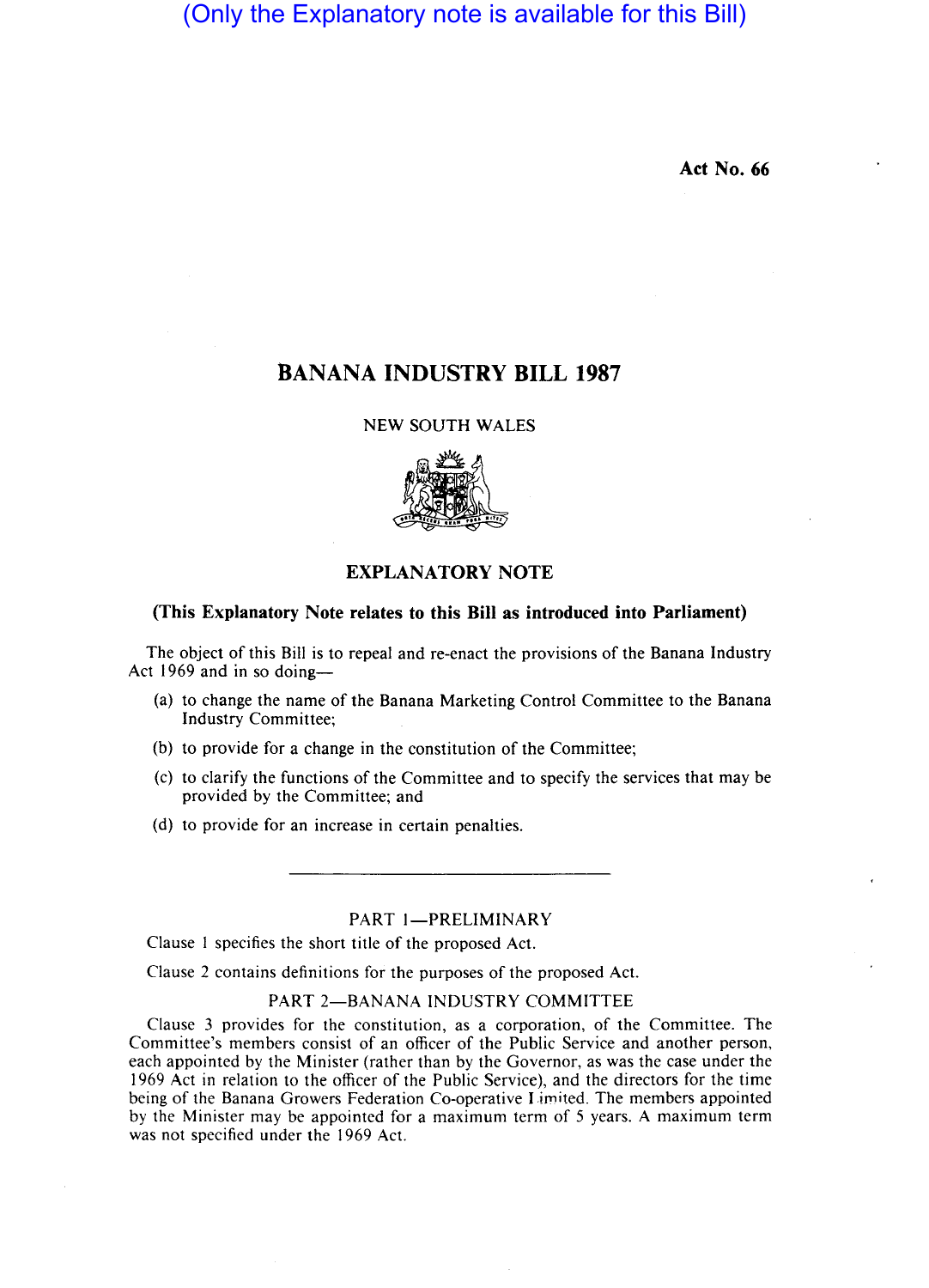(Only the Explanatory note is available for this Bill)

Act No. 66

# BANANA INDUSTRY BILL 1987

NEW SOUTH WALES

## EXPLANATORY NOTE

**(This Explanatory Note relates to this Bill as introduced into Parliament)**

The object of this Bill is to repeal and re-enact the provisions of the Banana Industry Act 1969 and in so doing—

(a) to change the name of the Banana Marketing Control Committee to the Banana Industry Committee;

(b) to provide for a change in the constitution of the Committee;

(c) to clarify the functions of the Committee and to specify the services that may be provided by the Committee; and

(d) to provide for an increase in certain penalties.

---

### PART 1—PRELIMINARY

Clause 1 specifies the short title of the proposed Act.

Clause 2 contains definitions for the purposes of the proposed Act.

### PART 2—BANANA INDUSTRY COMMITTEE

Clause 3 provides for the constitution, as a corporation, of the Committee. The Committee's members consist of an officer of the Public Service and another person, each appointed by the Minister (rather than by the Governor, as was the case under the 1969 Act in relation to the officer of the Public Service), and the directors for the time being of the Banana Growers Federation Co-operative Limited. The members appointed by the Minister may be appointed for a maximum term of 5 years. A maximum term was not specified under the 1969 Act.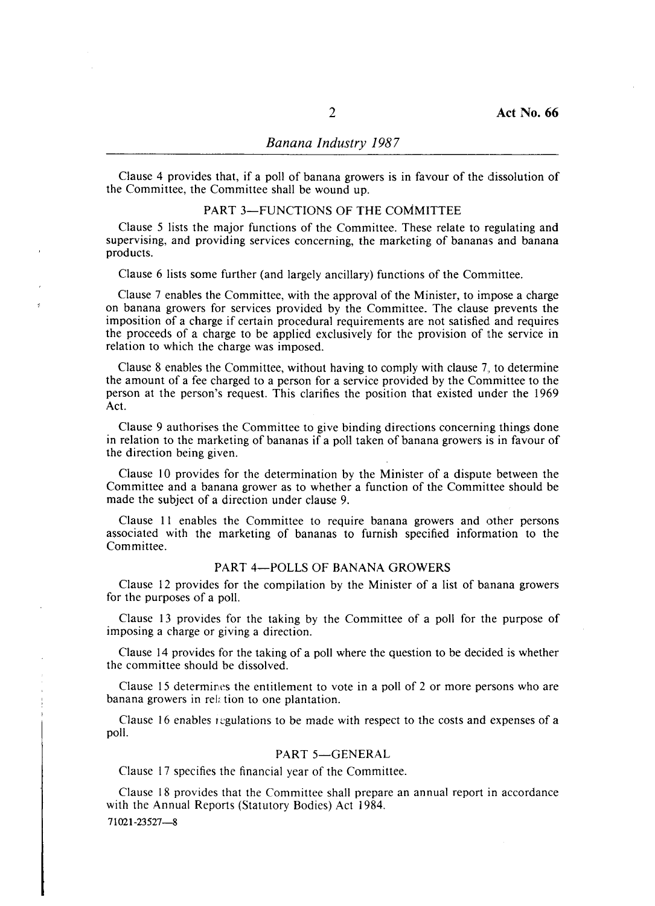Clause 4 provides that, if a poll of banana growers is in favour of the dissolution of the Committee, the Committee shall be wound up.

## PART 3—FUNCTIONS OF THE COMMITTEE

Clause 5 lists the major functions of the Committee. These relate to regulating and supervising, and providing services concerning, the marketing of bananas and banana products.

Clause 6 lists some further (and largely ancillary) functions of the Committee.

Clause 7 enables the Committee, with the approval of the Minister, to impose a charge on banana growers for services provided by the Committee. The clause prevents the imposition of a charge if certain procedural requirements are not satisfied and requires the proceeds of a charge to be applied exclusively for the provision of the service in relation to which the charge was imposed.

Clause 8 enables the Committee, without having to comply with clause 7, to determine the amount of a fee charged to a person for a service provided by the Committee to the person at the person's request. This clarifies the position that existed under the 1969 Act.

Clause 9 authorises the Committee to give binding directions concerning things done in relation to the marketing of bananas if a poll taken of banana growers is in favour of the direction being given.

Clause 10 provides for the determination by the Minister of a dispute between the Committee and a banana grower as to whether a function of the Committee should be made the subject of a direction under clause 9.

Clause 11 enables the Committee to require banana growers and other persons associated with the marketing of bananas to furnish specified information to the Committee.

## PART 4—POLLS OF BANANA GROWERS

Clause 12 provides for the compilation by the Minister of a list of banana growers for the purposes of a poll.

Clause 13 provides for the taking by the Committee of a poll for the purpose of imposing a charge or giving a direction.

Clause 14 provides for the taking of a poll where the question to be decided is whether the committee should be dissolved.

Clause 15 determines the entitlement to vote in a poll of 2 or more persons who are banana growers in relation to one plantation.

Clause 16 enables regulations to be made with respect to the costs and expenses of a poll.

## PART 5—GENERAL

Clause 17 specifies the financial year of the Committee.

Clause 18 provides that the Committee shall prepare an annual report in accordance with the Annual Reports (Statutory Bodies) Act 1984.

71021-23527—8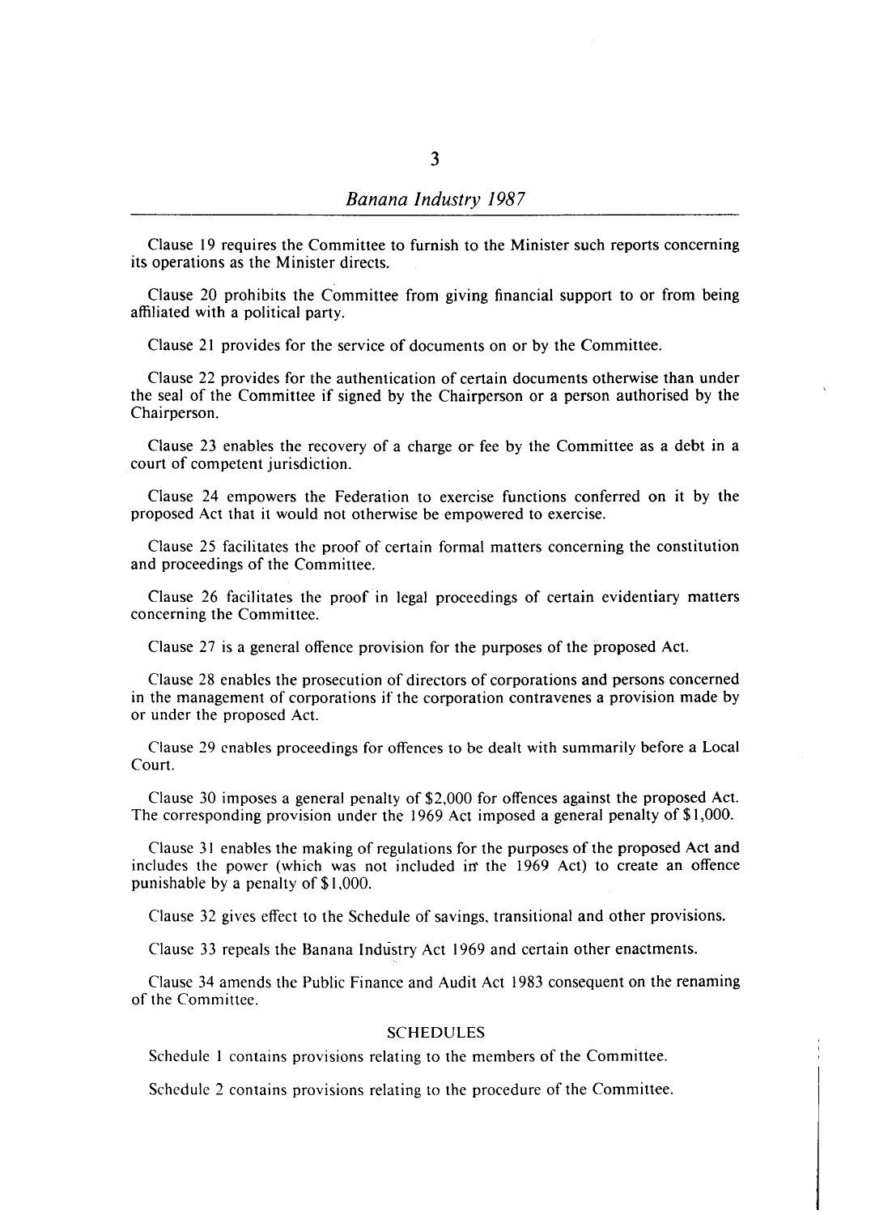Clause 19 requires the Committee to furnish to the Minister such reports concerning its operations as the Minister directs.

Clause 20 prohibits the Committee from giving financial support to or from being affiliated with a political party.

Clause 21 provides for the service of documents on or by the Committee.

Clause 22 provides for the authentication of certain documents otherwise than under the seal of the Committee if signed by the Chairperson or a person authorised by the Chairperson.

Clause 23 enables the recovery of a charge or fee by the Committee as a debt in a court of competent jurisdiction.

Clause 24 empowers the Federation to exercise functions conferred on it by the proposed Act that it would not otherwise be empowered to exercise.

Clause 25 facilitates the proof of certain formal matters concerning the constitution and proceedings of the Committee.

Clause 26 facilitates the proof in legal proceedings of certain evidentiary matters concerning the Committee.

Clause 27 is a general offence provision for the purposes of the proposed Act.

Clause 28 enables the prosecution of directors of corporations and persons concerned in the management of corporations if the corporation contravenes a provision made by or under the proposed Act.

Clause 29 enables proceedings for offences to be dealt with summarily before a Local Court.

Clause 30 imposes a general penalty of $2,000 for offences against the proposed Act. The corresponding provision under the 1969 Act imposed a general penalty of $1,000.

Clause 31 enables the making of regulations for the purposes of the proposed Act and includes the power (which was not included in the 1969 Act) to create an offence punishable by a penalty of $1,000.

Clause 32 gives effect to the Schedule of savings, transitional and other provisions.

Clause 33 repeals the Banana Industry Act 1969 and certain other enactments.

Clause 34 amends the Public Finance and Audit Act 1983 consequent on the renaming of the Committee.

## SCHEDULES

Schedule 1 contains provisions relating to the members of the Committee.

Schedule 2 contains provisions relating to the procedure of the Committee.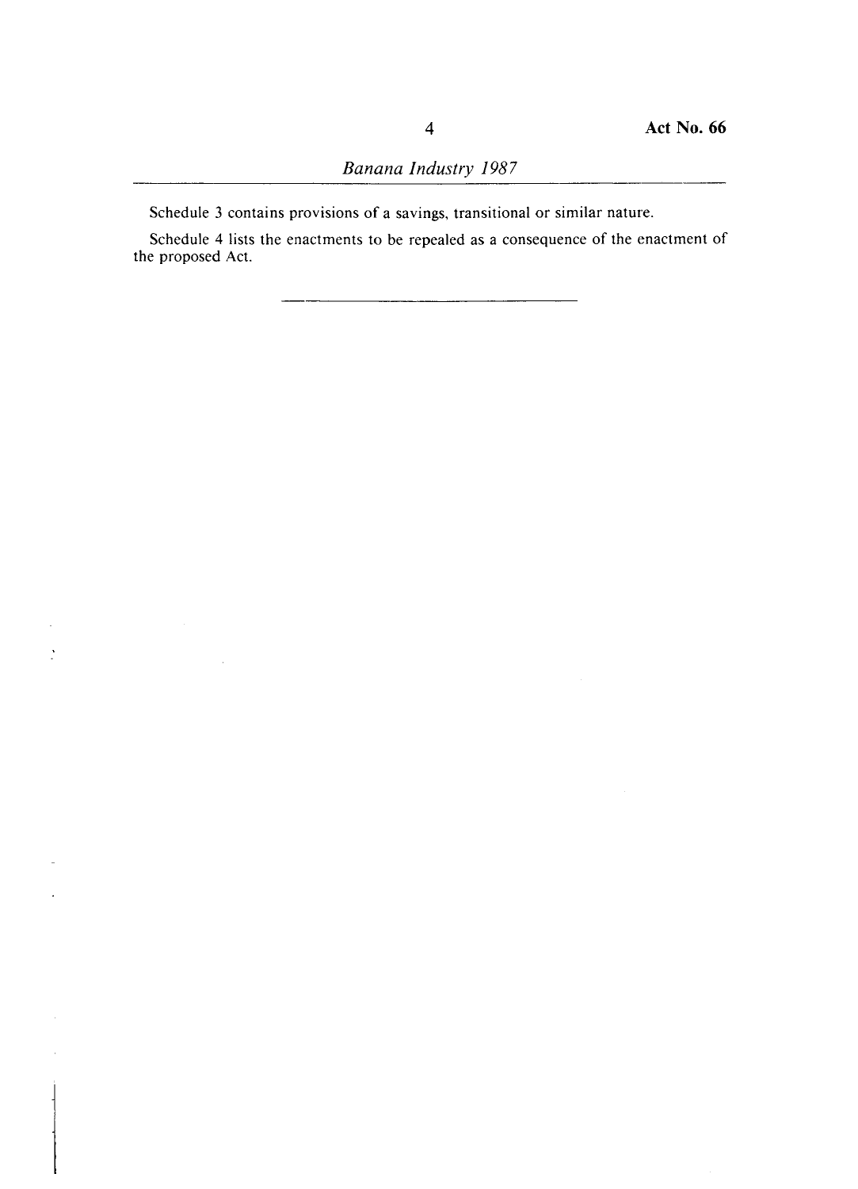Schedule 3 contains provisions of a savings, transitional or similar nature.

Schedule 4 lists the enactments to be repealed as a consequence of the enactment of the proposed Act.